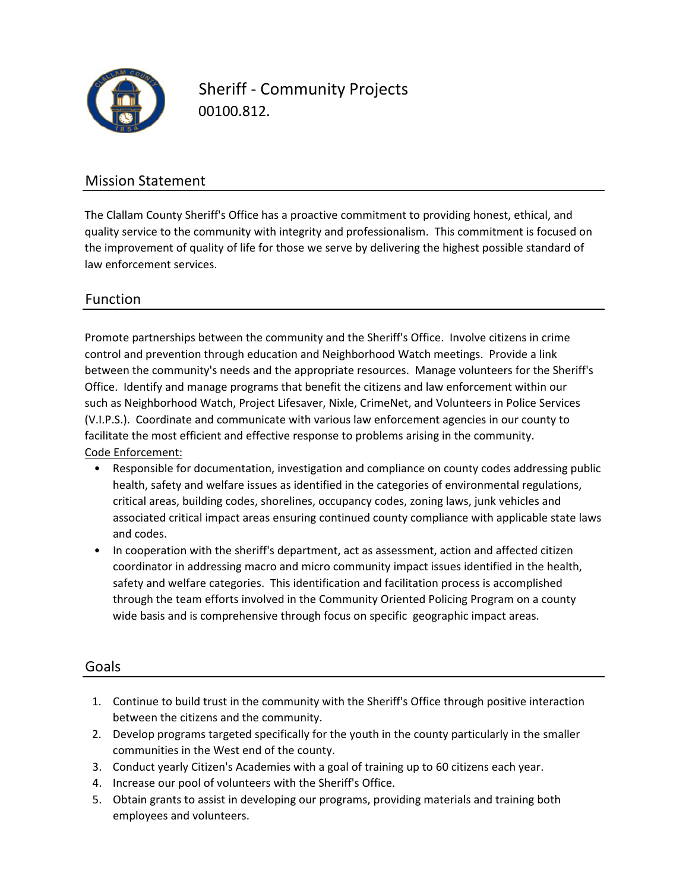# Sheriff - Community Projects

00100.812.

## Mission Statement

The Clallam County Sheriff's Office has a proactive commitment to providing honest, ethical, and quality service to the community with integrity and professionalism. This commitment is focused on the improvement of quality of life for those we serve by delivering the highest possible standard of law enforcement services.

## Function

Promote partnerships between the community and the Sheriff's Office. Involve citizens in crime control and prevention through education and Neighborhood Watch meetings. Provide a link between the community's needs and the appropriate resources. Manage volunteers for the Sheriff's Office. Identify and manage programs that benefit the citizens and law enforcement within our such as Neighborhood Watch, Project Lifesaver, Nixle, CrimeNet, and Volunteers in Police Services (V.I.P.S.). Coordinate and communicate with various law enforcement agencies in our county to facilitate the most efficient and effective response to problems arising in the community.

Code Enforcement:

- Responsible for documentation, investigation and compliance on county codes addressing public health, safety and welfare issues as identified in the categories of environmental regulations, critical areas, building codes, shorelines, occupancy codes, zoning laws, junk vehicles and associated critical impact areas ensuring continued county compliance with applicable state laws and codes.
- In cooperation with the sheriff's department, act as assessment, action and affected citizen coordinator in addressing macro and micro community impact issues identified in the health, safety and welfare categories. This identification and facilitation process is accomplished through the team efforts involved in the Community Oriented Policing Program on a county wide basis and is comprehensive through focus on specific geographic impact areas.

## Goals

1. Continue to build trust in the community with the Sheriff's Office through positive interaction between the citizens and the community.
2. Develop programs targeted specifically for the youth in the county particularly in the smaller communities in the West end of the county.
3. Conduct yearly Citizen's Academies with a goal of training up to 60 citizens each year.
4. Increase our pool of volunteers with the Sheriff's Office.
5. Obtain grants to assist in developing our programs, providing materials and training both employees and volunteers.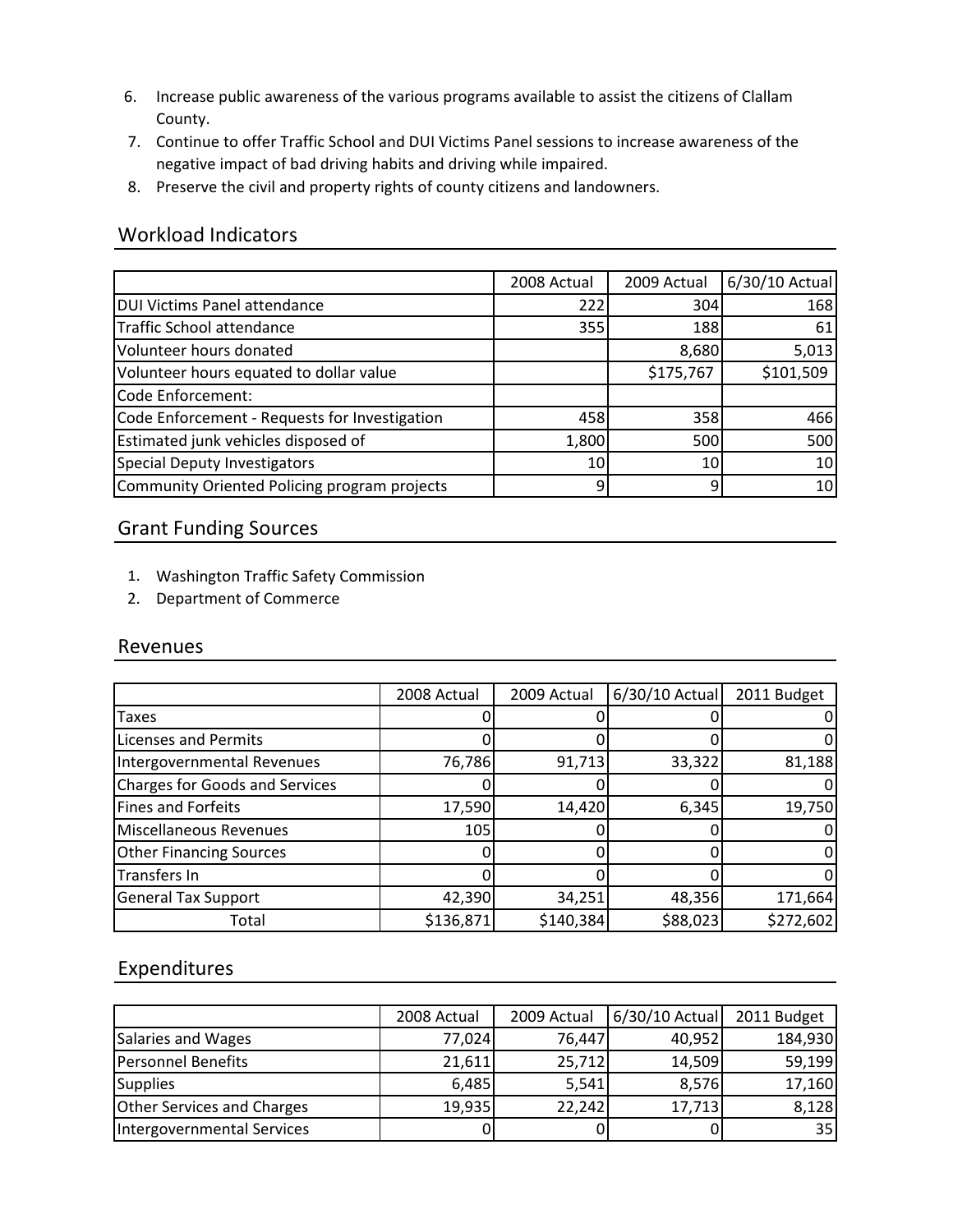6. Increase public awareness of the various programs available to assist the citizens of Clallam County.
7. Continue to offer Traffic School and DUI Victims Panel sessions to increase awareness of the negative impact of bad driving habits and driving while impaired.
8. Preserve the civil and property rights of county citizens and landowners.

## Workload Indicators

| | 2008 Actual | 2009 Actual | 6/30/10 Actual |
|---|---|---|---|
| DUI Victims Panel attendance | 222 | 304 | 168 |
| Traffic School attendance | 355 | 188 | 61 |
| Volunteer hours donated | | 8,680 | 5,013 |
| Volunteer hours equated to dollar value | | $175,767 | $101,509 |
| Code Enforcement: | | | |
| Code Enforcement - Requests for Investigation | 458 | 358 | 466 |
| Estimated junk vehicles disposed of | 1,800 | 500 | 500 |
| Special Deputy Investigators | 10 | 10 | 10 |
| Community Oriented Policing program projects | 9 | 9 | 10 |

## Grant Funding Sources

1. Washington Traffic Safety Commission
2. Department of Commerce

## Revenues

| | 2008 Actual | 2009 Actual | 6/30/10 Actual | 2011 Budget |
|---|---|---|---|---|
| Taxes | 0 | 0 | 0 | 0 |
| Licenses and Permits | 0 | 0 | 0 | 0 |
| Intergovernmental Revenues | 76,786 | 91,713 | 33,322 | 81,188 |
| Charges for Goods and Services | 0 | 0 | 0 | 0 |
| Fines and Forfeits | 17,590 | 14,420 | 6,345 | 19,750 |
| Miscellaneous Revenues | 105 | 0 | 0 | 0 |
| Other Financing Sources | 0 | 0 | 0 | 0 |
| Transfers In | 0 | 0 | 0 | 0 |
| General Tax Support | 42,390 | 34,251 | 48,356 | 171,664 |
| Total | $136,871 | $140,384 | $88,023 | $272,602 |

## Expenditures

| | 2008 Actual | 2009 Actual | 6/30/10 Actual | 2011 Budget |
|---|---|---|---|---|
| Salaries and Wages | 77,024 | 76,447 | 40,952 | 184,930 |
| Personnel Benefits | 21,611 | 25,712 | 14,509 | 59,199 |
| Supplies | 6,485 | 5,541 | 8,576 | 17,160 |
| Other Services and Charges | 19,935 | 22,242 | 17,713 | 8,128 |
| Intergovernmental Services | 0 | 0 | 0 | 35 |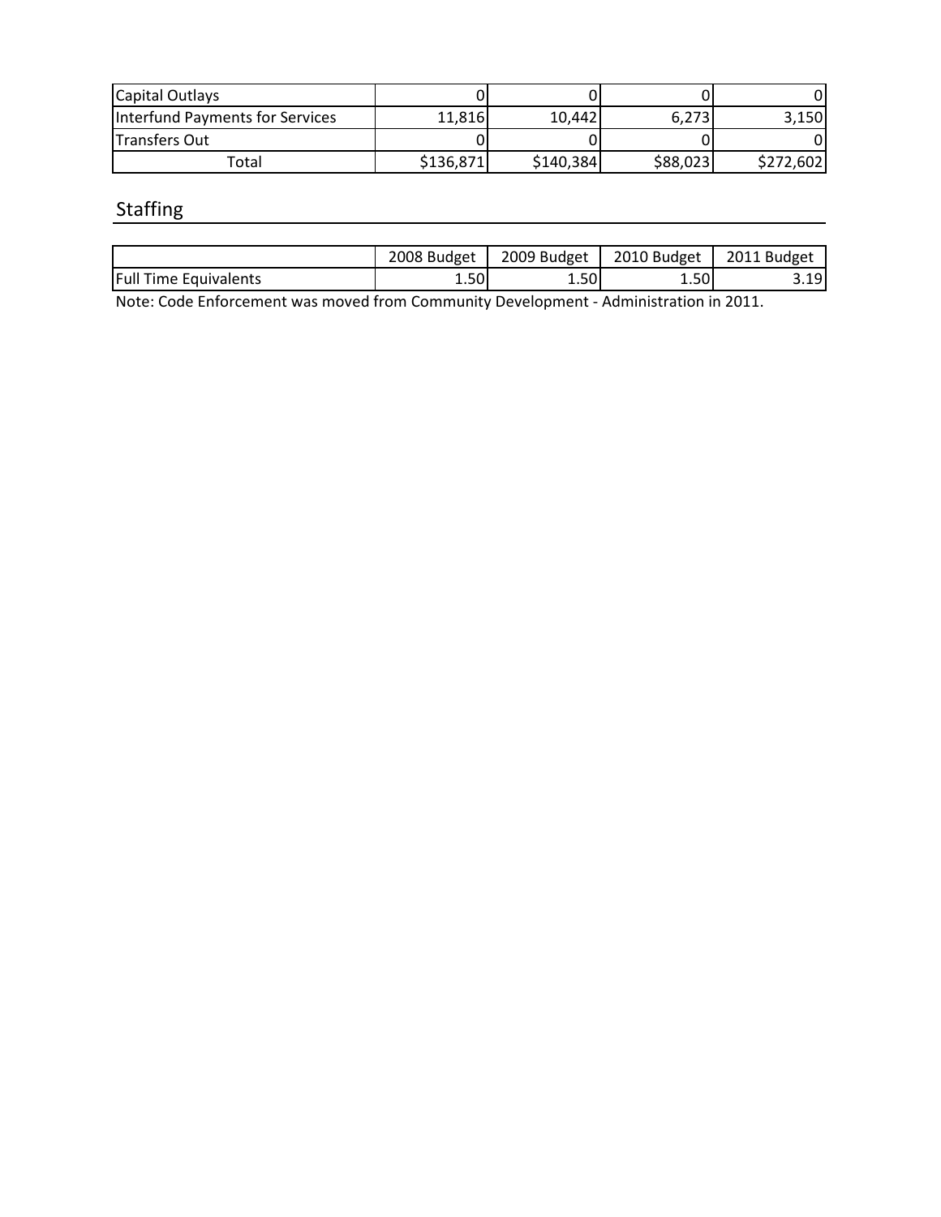| | | | | |
|---|---|---|---|---|
| Capital Outlays | 0 | 0 | 0 | 0 |
| Interfund Payments for Services | 11,816 | 10,442 | 6,273 | 3,150 |
| Transfers Out | 0 | 0 | 0 | 0 |
| Total | $136,871 | $140,384 | $88,023 | $272,602 |

## Staffing

| | 2008 Budget | 2009 Budget | 2010 Budget | 2011 Budget |
|---|---|---|---|---|
| Full Time Equivalents | 1.50 | 1.50 | 1.50 | 3.19 |

Note: Code Enforcement was moved from Community Development - Administration in 2011.